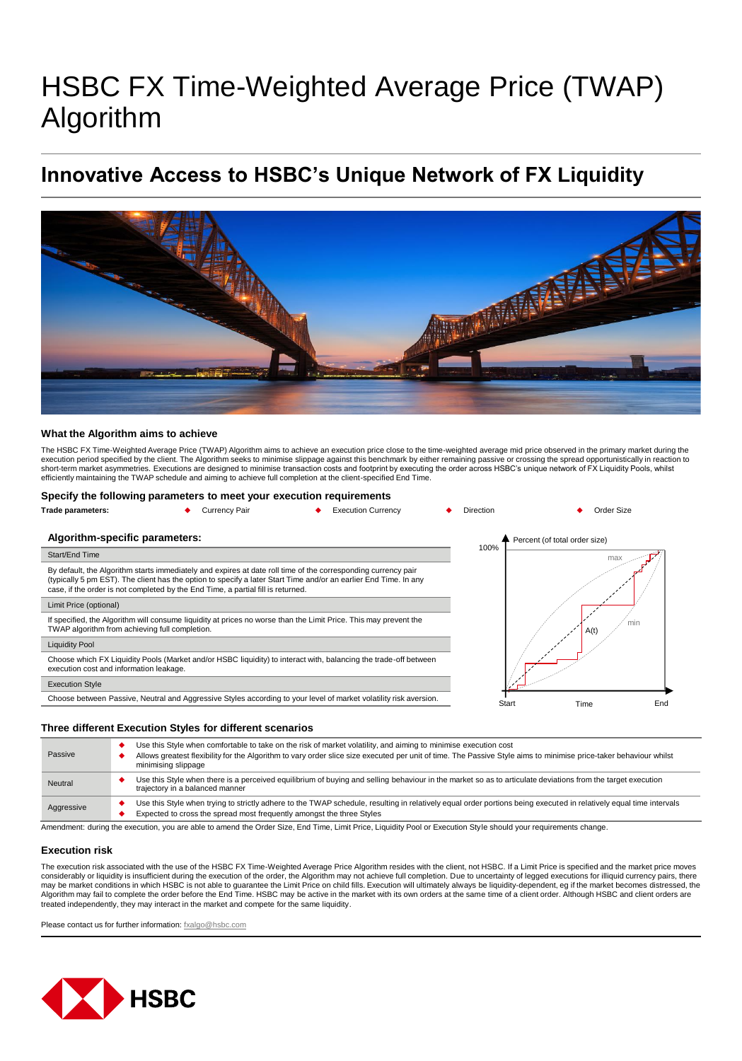# HSBC FX Time-Weighted Average Price (TWAP) Algorithm

## Innovative Access to HSBC's Unique Network of FX Liquidity

### What the Algorithm aims to achieve

The HSBC FX Time-Weighted Average Price (TWAP) Algorithm aims to achieve an execution price close to the time-weighted average mid price observed in the primary market during the execution period specified by the client. The Algorithm seeks to minimise slippage against this benchmark by either remaining passive or crossing the spread opportunistically in reaction to short-term market asymmetries. Executions are designed to minimise transaction costs and footprint by executing the order across HSBC's unique network of FX Liquidity Pools, whilst efficiently maintaining the TWAP schedule and aiming to achieve full completion at the client-specified End Time.

### Specify the following parameters to meet your execution requirements

**Trade parameters:**
- Currency Pair
- Execution Currency
- Direction
- Order Size

#### Algorithm-specific parameters:

| Start/End Time |
|---|
| By default, the Algorithm starts immediately and expires at date roll time of the corresponding currency pair (typically 5 pm EST). The client has the option to specify a later Start Time and/or an earlier End Time. In any case, if the order is not completed by the End Time, a partial fill is returned. |
| **Limit Price (optional)** |
| If specified, the Algorithm will consume liquidity at prices no worse than the Limit Price. This may prevent the TWAP algorithm from achieving full completion. |
| **Liquidity Pool** |
| Choose which FX Liquidity Pools (Market and/or HSBC liquidity) to interact with, balancing the trade-off between execution cost and information leakage. |
| **Execution Style** |
| Choose between Passive, Neutral and Aggressive Styles according to your level of market volatility risk aversion. |

Percent (of total order size) 100% — max, min, A(t) — Start, Time, End

### Three different Execution Styles for different scenarios

| | |
|---|---|
| Passive | - Use this Style when comfortable to take on the risk of market volatility, and aiming to minimise execution cost<br>- Allows greatest flexibility for the Algorithm to vary order slice size executed per unit of time. The Passive Style aims to minimise price-taker behaviour whilst minimising slippage |
| Neutral | - Use this Style when there is a perceived equilibrium of buying and selling behaviour in the market so as to articulate deviations from the target execution trajectory in a balanced manner |
| Aggressive | - Use this Style when trying to strictly adhere to the TWAP schedule, resulting in relatively equal order portions being executed in relatively equal time intervals<br>- Expected to cross the spread most frequently amongst the three Styles |

Amendment: during the execution, you are able to amend the Order Size, End Time, Limit Price, Liquidity Pool or Execution Style should your requirements change.

### Execution risk

The execution risk associated with the use of the HSBC FX Time-Weighted Average Price Algorithm resides with the client, not HSBC. If a Limit Price is specified and the market price moves considerably or liquidity is insufficient during the execution of the order, the Algorithm may not achieve full completion. Due to uncertainty of legged executions for illiquid currency pairs, there may be market conditions in which HSBC is not able to guarantee the Limit Price on child fills. Execution will ultimately always be liquidity-dependent, eg if the market becomes distressed, the Algorithm may fail to complete the order before the End Time. HSBC may be active in the market with its own orders at the same time of a client order. Although HSBC and client orders are treated independently, they may interact in the market and compete for the same liquidity.

Please contact us for further information: fxalgo@hsbc.com

HSBC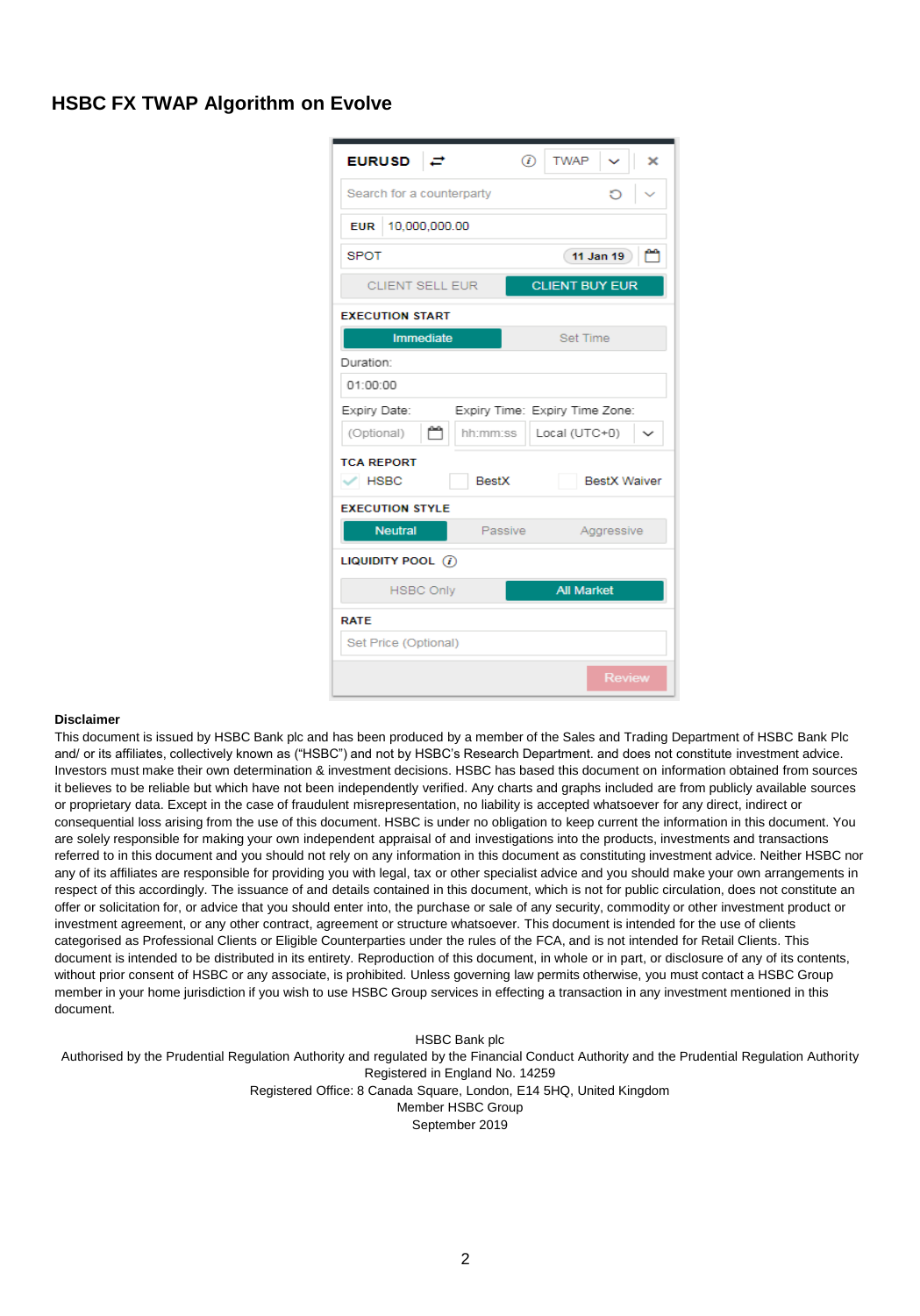## HSBC FX TWAP Algorithm on Evolve

EURUSD
TWAP
Search for a counterparty
EUR 10,000,000.00
SPOT 11 Jan 19
CLIENT SELL EUR
CLIENT BUY EUR
EXECUTION START
Immediate
Set Time
Duration:
01:00:00
Expiry Date:
Expiry Time:
Expiry Time Zone:
(Optional)
hh:mm:ss
Local (UTC+0)
TCA REPORT
HSBC
BestX
BestX Waiver
EXECUTION STYLE
Neutral
Passive
Aggressive
LIQUIDITY POOL
HSBC Only
All Market
RATE
Set Price (Optional)
Review

**Disclaimer**

This document is issued by HSBC Bank plc and has been produced by a member of the Sales and Trading Department of HSBC Bank Plc and/ or its affiliates, collectively known as ("HSBC") and not by HSBC's Research Department. and does not constitute investment advice. Investors must make their own determination & investment decisions. HSBC has based this document on information obtained from sources it believes to be reliable but which have not been independently verified. Any charts and graphs included are from publicly available sources or proprietary data. Except in the case of fraudulent misrepresentation, no liability is accepted whatsoever for any direct, indirect or consequential loss arising from the use of this document. HSBC is under no obligation to keep current the information in this document. You are solely responsible for making your own independent appraisal of and investigations into the products, investments and transactions referred to in this document and you should not rely on any information in this document as constituting investment advice. Neither HSBC nor any of its affiliates are responsible for providing you with legal, tax or other specialist advice and you should make your own arrangements in respect of this accordingly. The issuance of and details contained in this document, which is not for public circulation, does not constitute an offer or solicitation for, or advice that you should enter into, the purchase or sale of any security, commodity or other investment product or investment agreement, or any other contract, agreement or structure whatsoever. This document is intended for the use of clients categorised as Professional Clients or Eligible Counterparties under the rules of the FCA, and is not intended for Retail Clients. This document is intended to be distributed in its entirety. Reproduction of this document, in whole or in part, or disclosure of any of its contents, without prior consent of HSBC or any associate, is prohibited. Unless governing law permits otherwise, you must contact a HSBC Group member in your home jurisdiction if you wish to use HSBC Group services in effecting a transaction in any investment mentioned in this document.

HSBC Bank plc
Authorised by the Prudential Regulation Authority and regulated by the Financial Conduct Authority and the Prudential Regulation Authority
Registered in England No. 14259
Registered Office: 8 Canada Square, London, E14 5HQ, United Kingdom
Member HSBC Group
September 2019